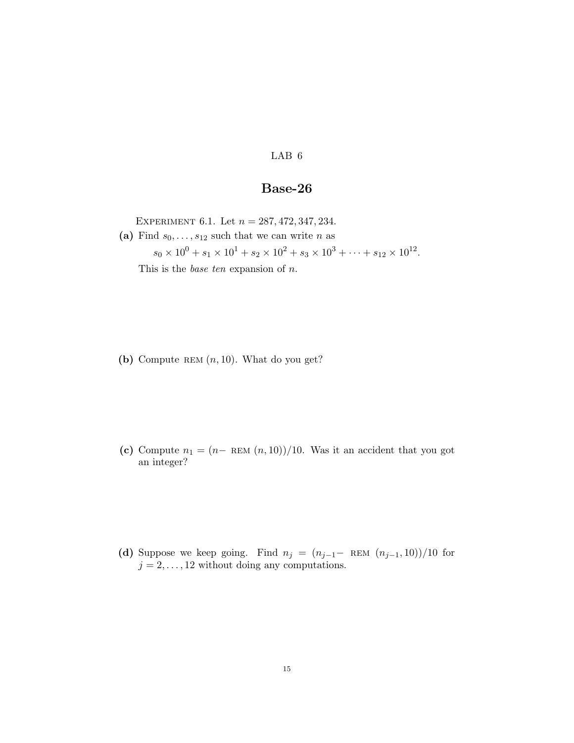LAB 6

# Base-26

EXPERIMENT 6.1. Let $n = 287,472,347,234$.

**(a)** Find $s_0, \ldots, s_{12}$ such that we can write $n$ as

$$s_0 \times 10^0 + s_1 \times 10^1 + s_2 \times 10^2 + s_3 \times 10^3 + \cdots + s_{12} \times 10^{12}.$$

This is the *base ten* expansion of $n$.

**(b)** Compute $\text{REM}\,(n, 10)$. What do you get?

**(c)** Compute $n_1 = (n - \text{REM}\,(n, 10))/10$. Was it an accident that you got an integer?

**(d)** Suppose we keep going. Find $n_j = (n_{j-1} - \text{REM}\,(n_{j-1}, 10))/10$ for $j = 2, \ldots, 12$ without doing any computations.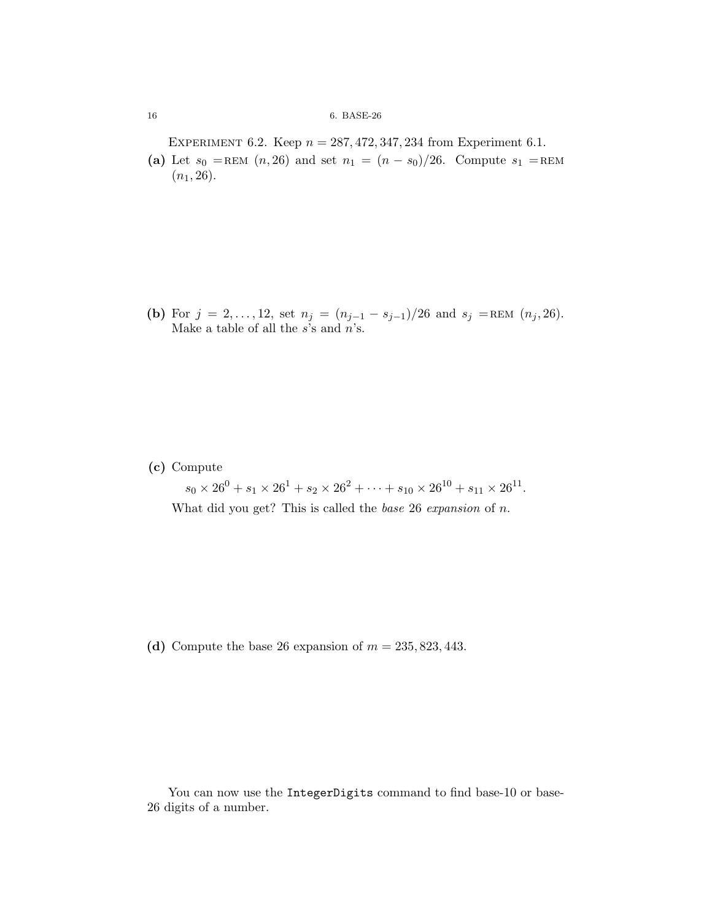Experiment 6.2. Keep $n = 287,472,347,234$ from Experiment 6.1.

**(a)** Let $s_0 = \text{REM}\ (n, 26)$ and set $n_1 = (n - s_0)/26$. Compute $s_1 = \text{REM}\ (n_1, 26)$.

**(b)** For $j = 2, \ldots, 12$, set $n_j = (n_{j-1} - s_{j-1})/26$ and $s_j = \text{REM}\ (n_j, 26)$. Make a table of all the $s$'s and $n$'s.

**(c)** Compute

$$s_0 \times 26^0 + s_1 \times 26^1 + s_2 \times 26^2 + \cdots + s_{10} \times 26^{10} + s_{11} \times 26^{11}.$$

What did you get? This is called the *base 26 expansion* of $n$.

**(d)** Compute the base 26 expansion of $m = 235,823,443$.

You can now use the `IntegerDigits` command to find base-10 or base-26 digits of a number.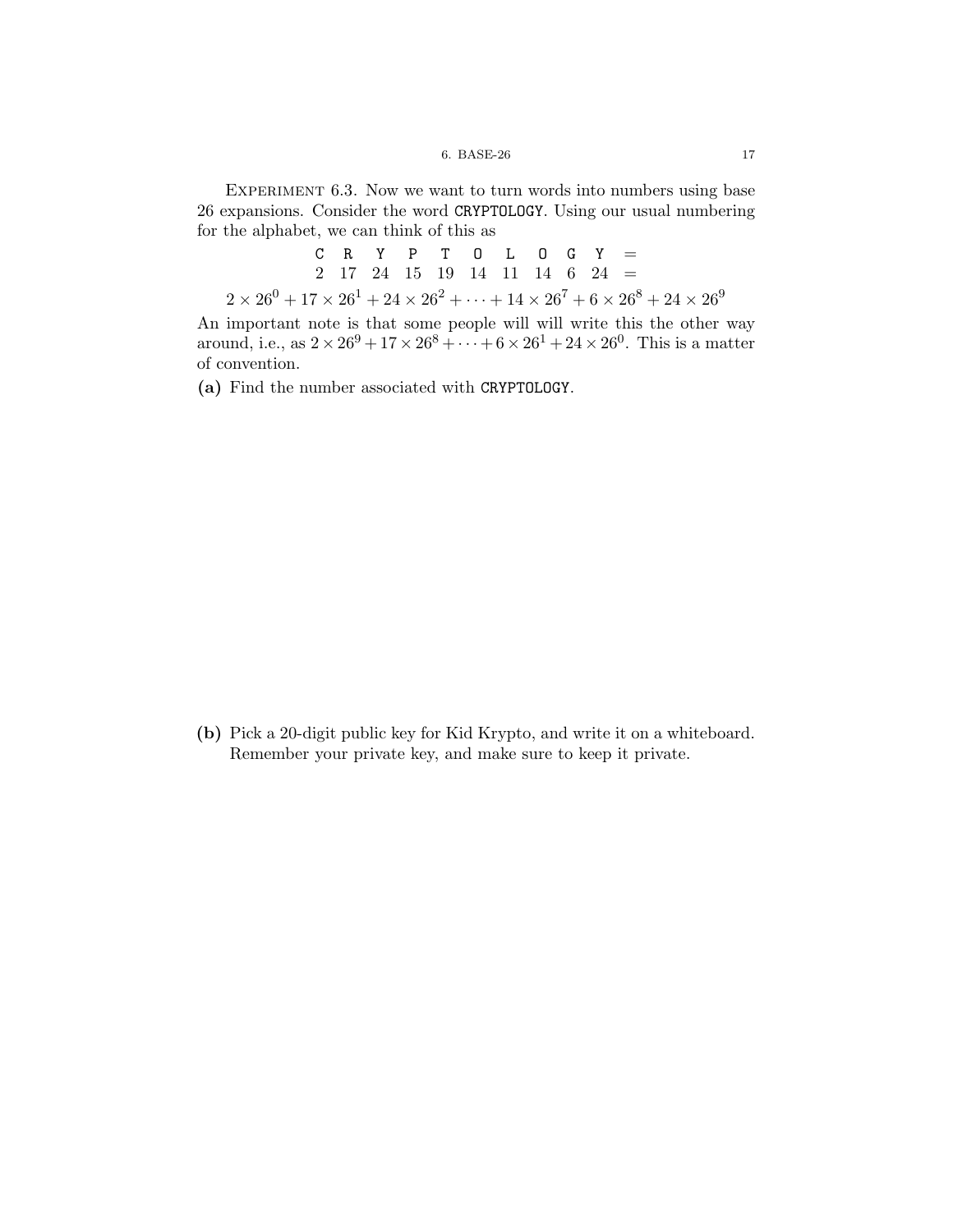**Experiment 6.3.** Now we want to turn words into numbers using base 26 expansions. Consider the word `CRYPTOLOGY`. Using our usual numbering for the alphabet, we can think of this as

| C | R | Y | P | T | O | L | O | G | Y | = |
|---|---|---|---|---|---|---|---|---|---|---|
| 2 | 17 | 24 | 15 | 19 | 14 | 11 | 14 | 6 | 24 | = |

$$2 \times 26^0 + 17 \times 26^1 + 24 \times 26^2 + \cdots + 14 \times 26^7 + 6 \times 26^8 + 24 \times 26^9$$

An important note is that some people will will write this the other way around, i.e., as $2 \times 26^9 + 17 \times 26^8 + \cdots + 6 \times 26^1 + 24 \times 26^0$. This is a matter of convention.

**(a)** Find the number associated with `CRYPTOLOGY`.

**(b)** Pick a 20-digit public key for Kid Krypto, and write it on a whiteboard. Remember your private key, and make sure to keep it private.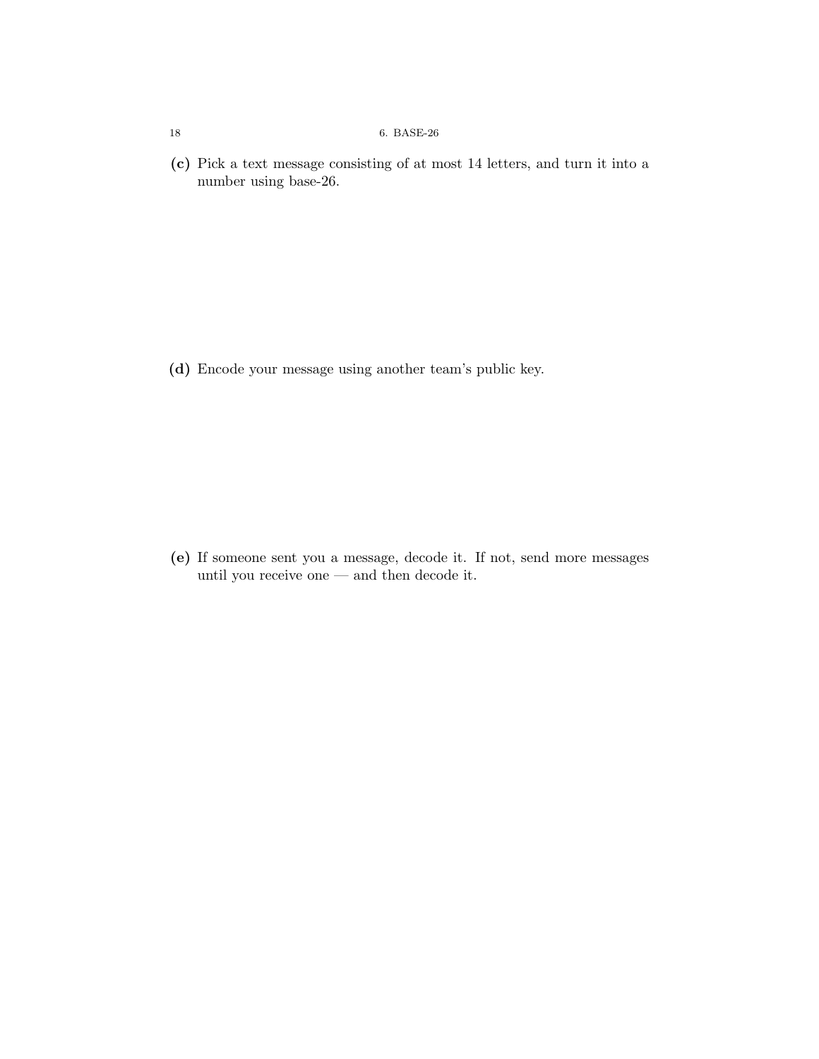**(c)** Pick a text message consisting of at most 14 letters, and turn it into a number using base-26.

**(d)** Encode your message using another team's public key.

**(e)** If someone sent you a message, decode it. If not, send more messages until you receive one — and then decode it.